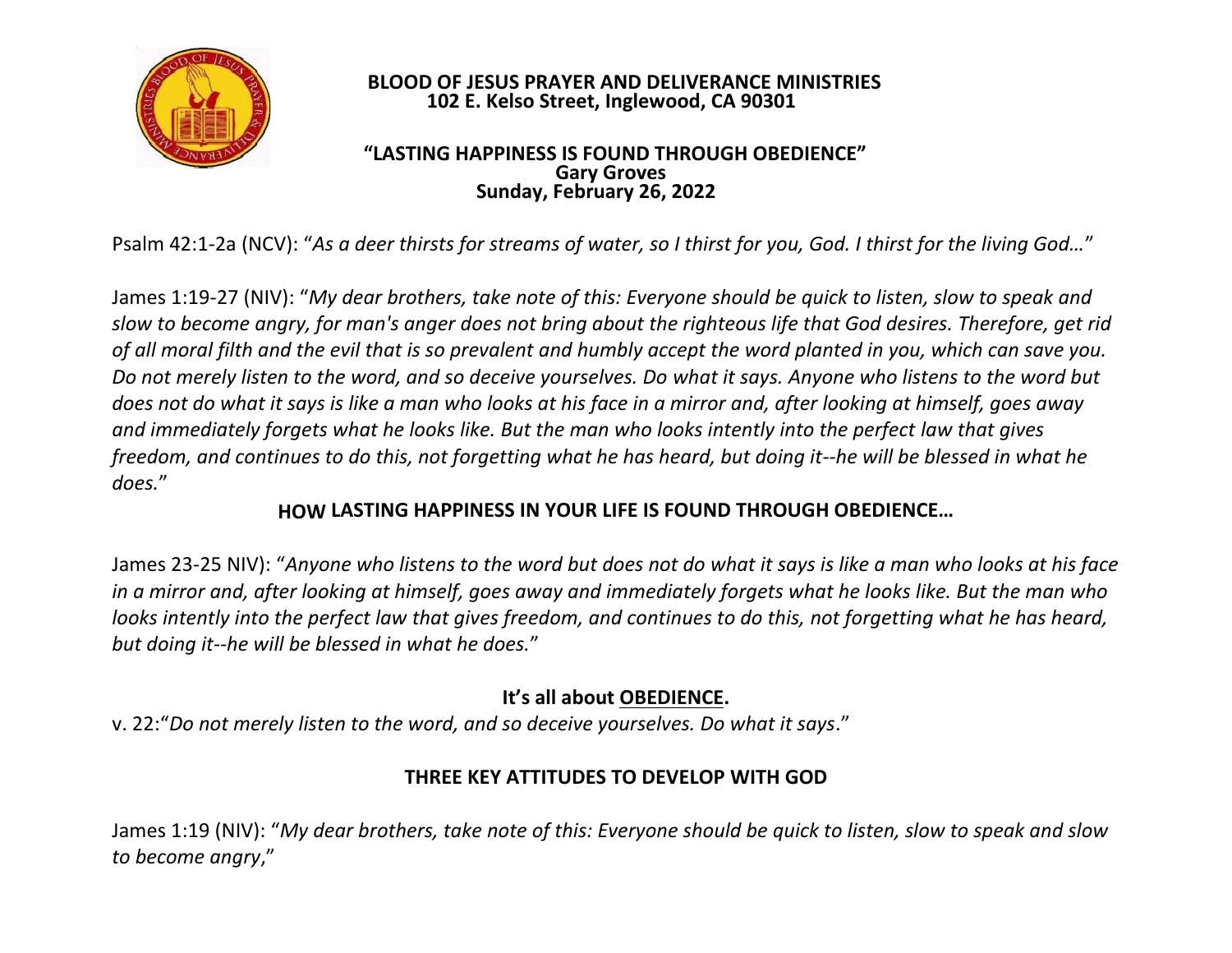# BLOOD OF JESUS PRAYER AND DELIVERANCE MINISTRIES

**102 E. Kelso Street, Inglewood, CA 90301**

## "LASTING HAPPINESS IS FOUND THROUGH OBEDIENCE"

**Gary Groves**

**Sunday, February 26, 2022**

Psalm 42:1-2a (NCV): "*As a deer thirsts for streams of water, so I thirst for you, God. I thirst for the living God…*"

James 1:19-27 (NIV): "*My dear brothers, take note of this: Everyone should be quick to listen, slow to speak and slow to become angry, for man's anger does not bring about the righteous life that God desires. Therefore, get rid of all moral filth and the evil that is so prevalent and humbly accept the word planted in you, which can save you. Do not merely listen to the word, and so deceive yourselves. Do what it says. Anyone who listens to the word but does not do what it says is like a man who looks at his face in a mirror and, after looking at himself, goes away and immediately forgets what he looks like. But the man who looks intently into the perfect law that gives freedom, and continues to do this, not forgetting what he has heard, but doing it--he will be blessed in what he does.*"

### HOW LASTING HAPPINESS IN YOUR LIFE IS FOUND THROUGH OBEDIENCE…

James 23-25 NIV): "*Anyone who listens to the word but does not do what it says is like a man who looks at his face in a mirror and, after looking at himself, goes away and immediately forgets what he looks like. But the man who looks intently into the perfect law that gives freedom, and continues to do this, not forgetting what he has heard, but doing it--he will be blessed in what he does.*"

**It's all about <u>OBEDIENCE</u>.**

v. 22:"*Do not merely listen to the word, and so deceive yourselves. Do what it says*."

### THREE KEY ATTITUDES TO DEVELOP WITH GOD

James 1:19 (NIV): "*My dear brothers, take note of this: Everyone should be quick to listen, slow to speak and slow to become angry*,"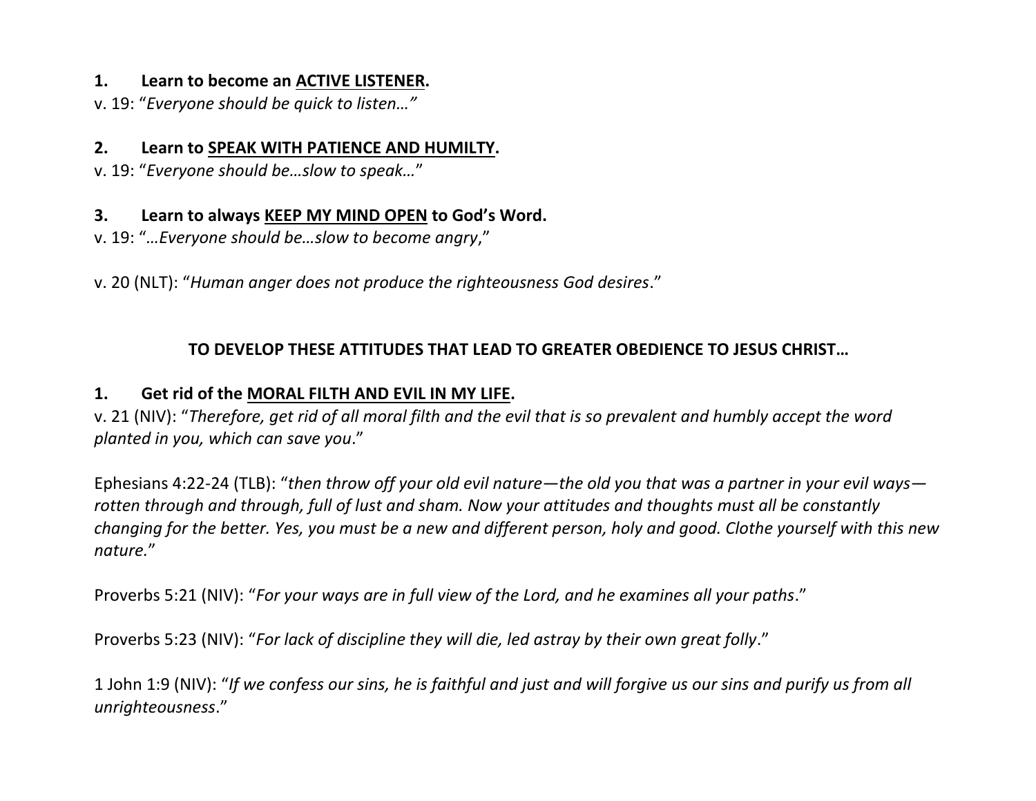**1. Learn to become an <u>ACTIVE LISTENER</u>.**

v. 19: "*Everyone should be quick to listen…"*

**2. Learn to <u>SPEAK WITH PATIENCE AND HUMILTY</u>.**

v. 19: "*Everyone should be…slow to speak…*"

**3. Learn to always <u>KEEP MY MIND OPEN</u> to God's Word.**

v. 19: "*…Everyone should be…slow to become angry*,"

v. 20 (NLT): "*Human anger does not produce the righteousness God desires*."

**TO DEVELOP THESE ATTITUDES THAT LEAD TO GREATER OBEDIENCE TO JESUS CHRIST…**

**1. Get rid of the <u>MORAL FILTH AND EVIL IN MY LIFE</u>.**

v. 21 (NIV): "*Therefore, get rid of all moral filth and the evil that is so prevalent and humbly accept the word planted in you, which can save you*."

Ephesians 4:22-24 (TLB): "*then throw off your old evil nature—the old you that was a partner in your evil ways—rotten through and through, full of lust and sham. Now your attitudes and thoughts must all be constantly changing for the better. Yes, you must be a new and different person, holy and good. Clothe yourself with this new nature.*"

Proverbs 5:21 (NIV): "*For your ways are in full view of the Lord, and he examines all your paths*."

Proverbs 5:23 (NIV): "*For lack of discipline they will die, led astray by their own great folly*."

1 John 1:9 (NIV): "*If we confess our sins, he is faithful and just and will forgive us our sins and purify us from all unrighteousness*."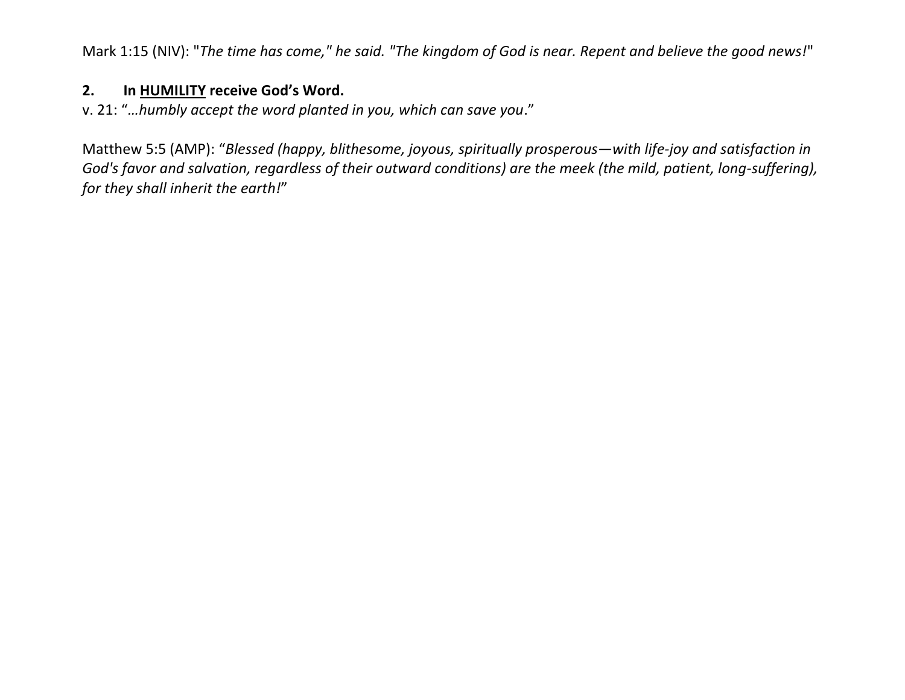Mark 1:15 (NIV): "*The time has come," he said. "The kingdom of God is near. Repent and believe the good news!*"

**2. In <u>HUMILITY</u> receive God's Word.**
v. 21: "*…humbly accept the word planted in you, which can save you*."

Matthew 5:5 (AMP): "*Blessed (happy, blithesome, joyous, spiritually prosperous—with life-joy and satisfaction in God's favor and salvation, regardless of their outward conditions) are the meek (the mild, patient, long-suffering), for they shall inherit the earth!*"